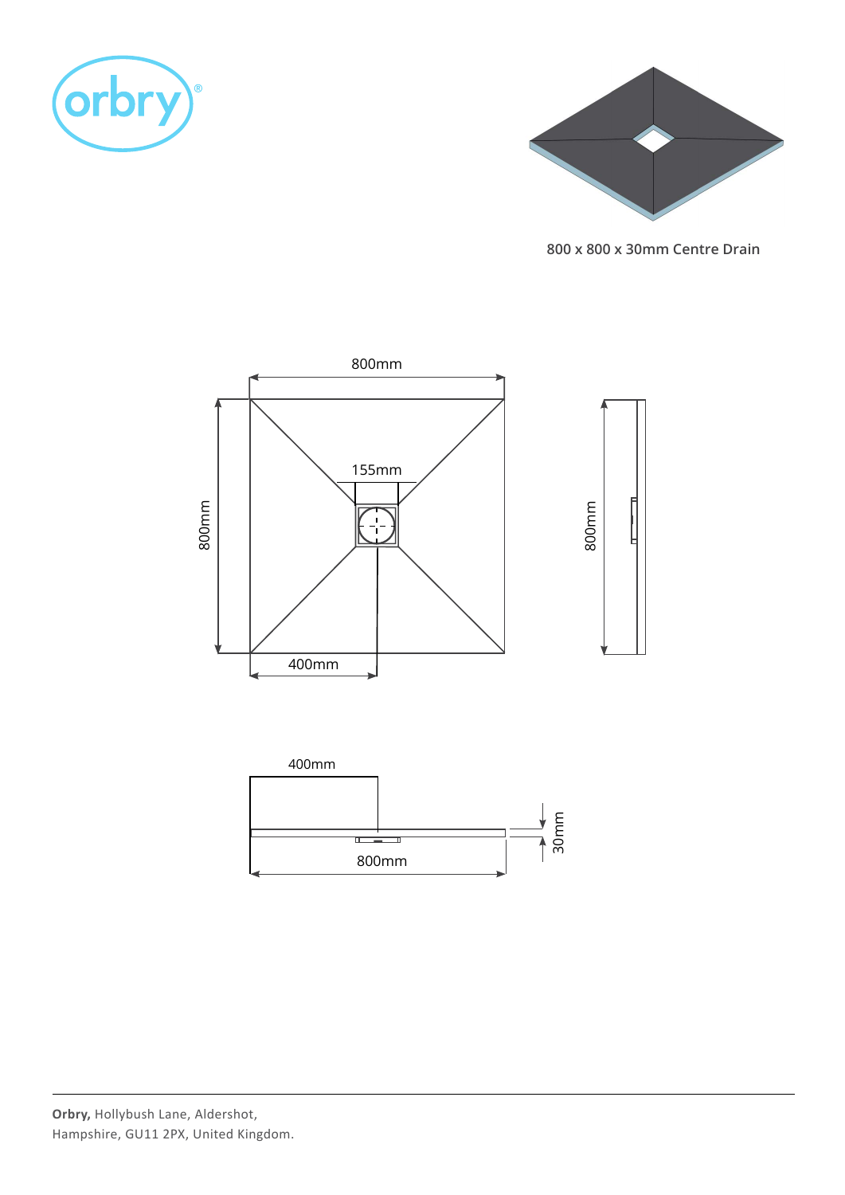orbry®

800 x 800 x 30mm Centre Drain

800mm

800mm

155mm

800mm

400mm

400mm

30mm

800mm

**Orbry,** Hollybush Lane, Aldershot,
Hampshire, GU11 2PX, United Kingdom.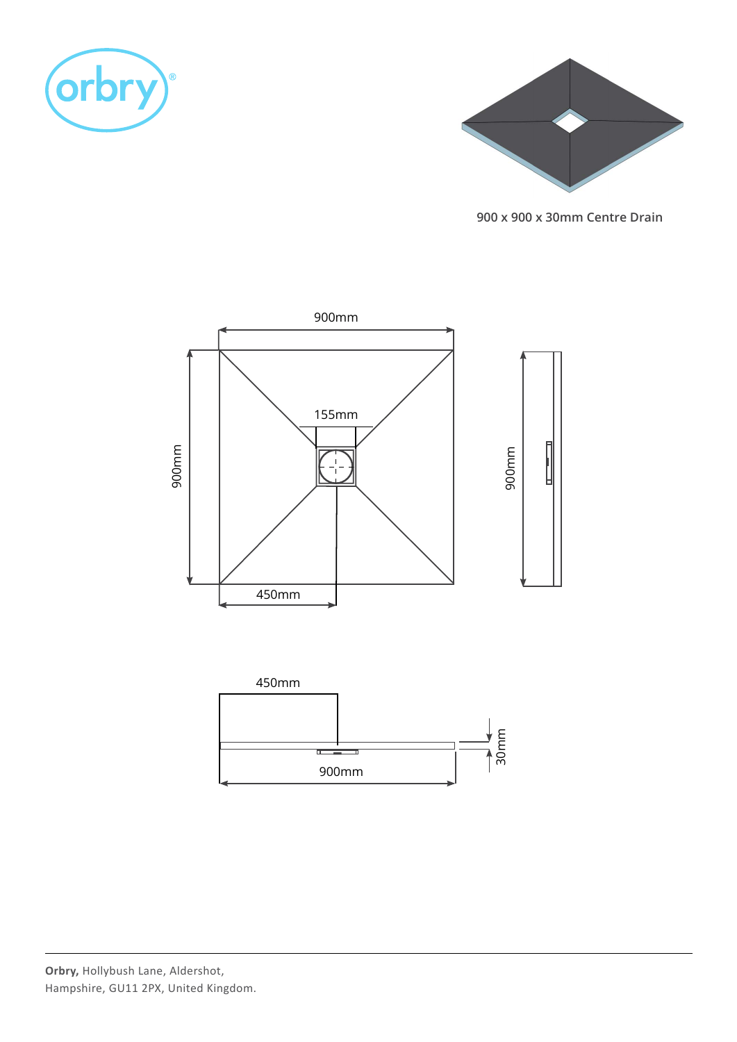orbry®

900 x 900 x 30mm Centre Drain

900mm

155mm

900mm

900mm

450mm

450mm

30mm

900mm

**Orbry,** Hollybush Lane, Aldershot,
Hampshire, GU11 2PX, United Kingdom.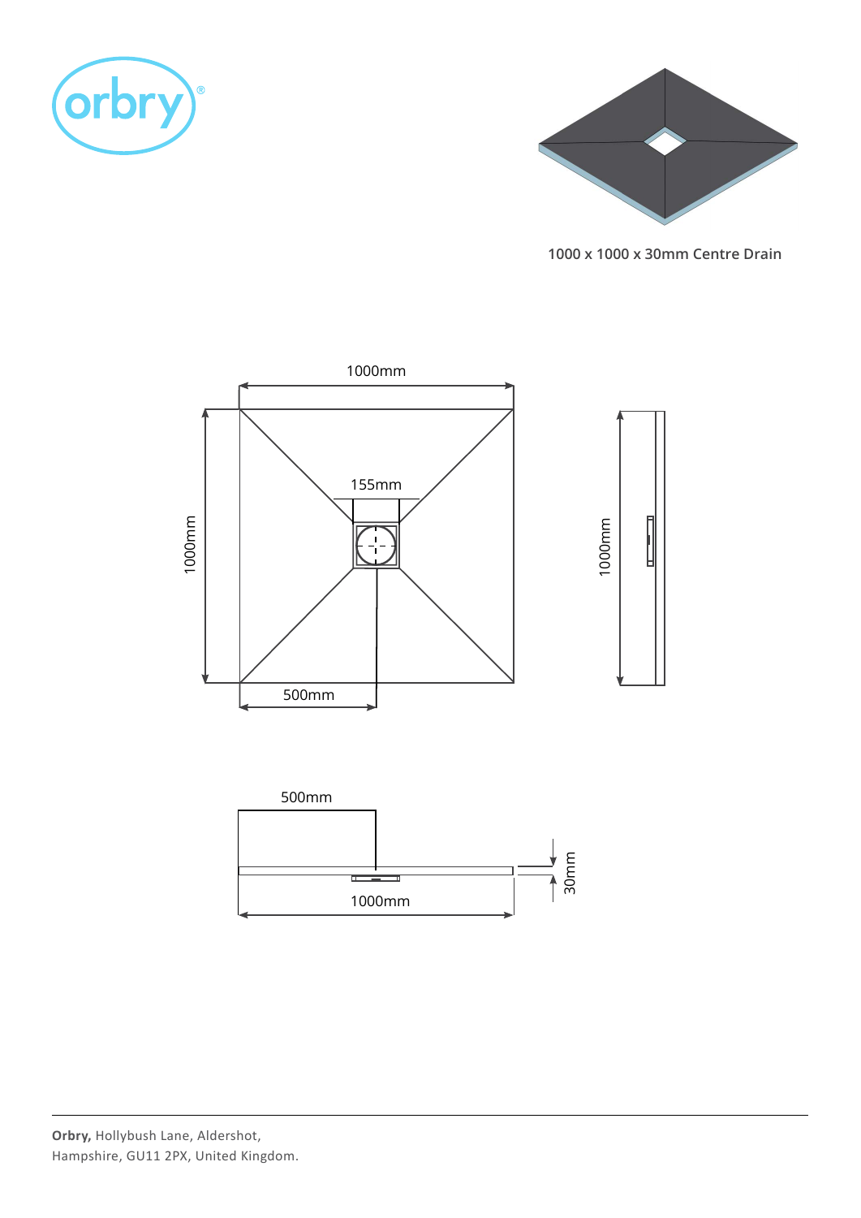1000 x 1000 x 30mm Centre Drain

1000mm

155mm

1000mm

1000mm

500mm

500mm

30mm

1000mm

**Orbry,** Hollybush Lane, Aldershot,
Hampshire, GU11 2PX, United Kingdom.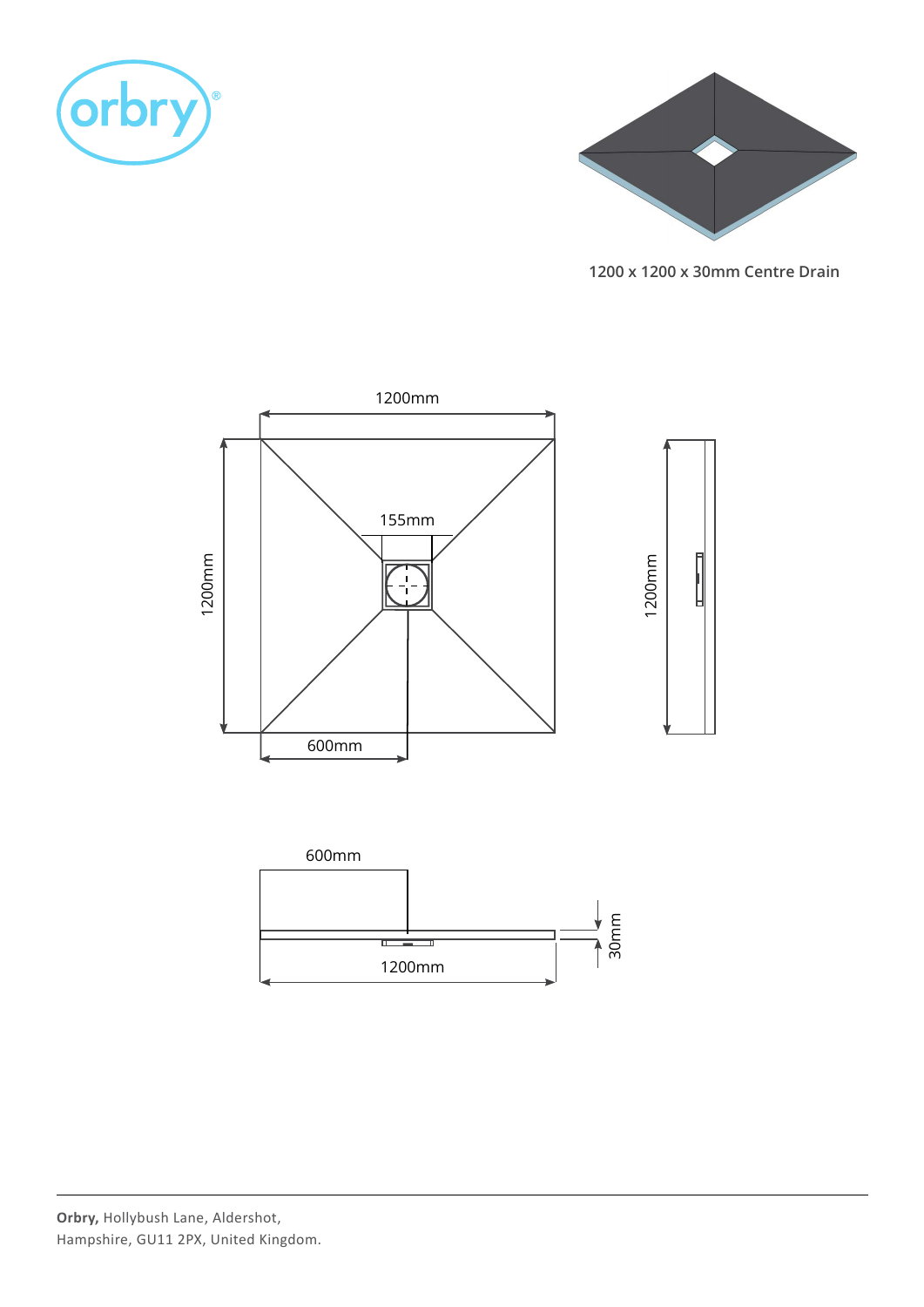1200 x 1200 x 30mm Centre Drain

1200mm

155mm

1200mm

1200mm

600mm

600mm

30mm

1200mm

**Orbry,** Hollybush Lane, Aldershot,
Hampshire, GU11 2PX, United Kingdom.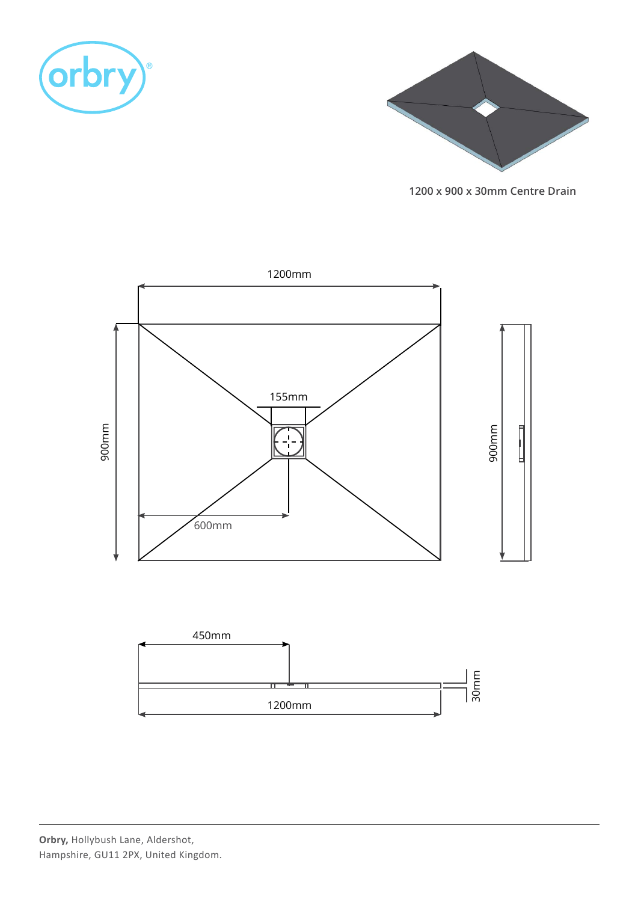orbry®

1200 x 900 x 30mm Centre Drain

1200mm

900mm

155mm

600mm

900mm

450mm

30mm

1200mm

**Orbry,** Hollybush Lane, Aldershot,
Hampshire, GU11 2PX, United Kingdom.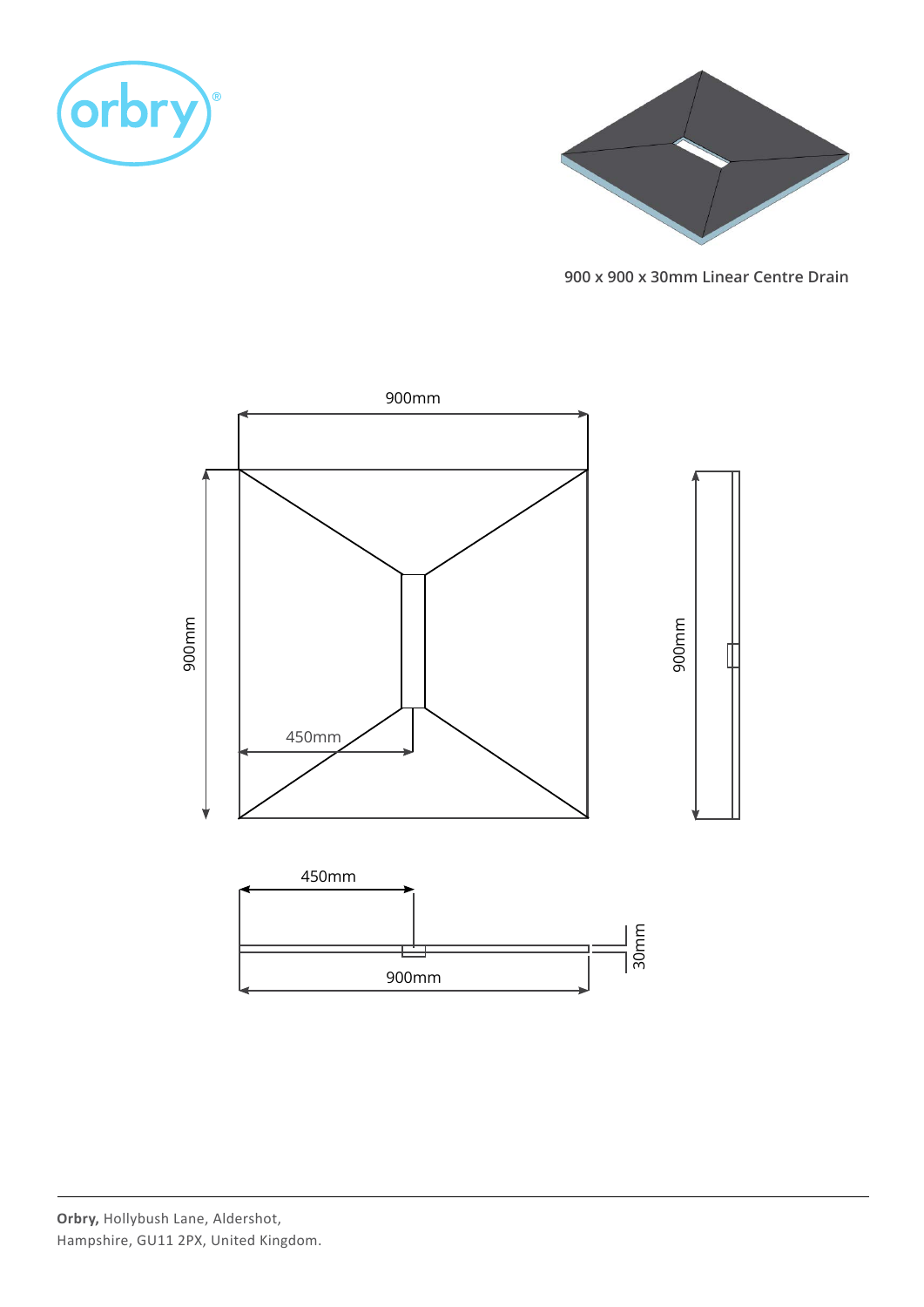900 x 900 x 30mm Linear Centre Drain

900mm

900mm

450mm

900mm

450mm

900mm

30mm

**Orbry,** Hollybush Lane, Aldershot,
Hampshire, GU11 2PX, United Kingdom.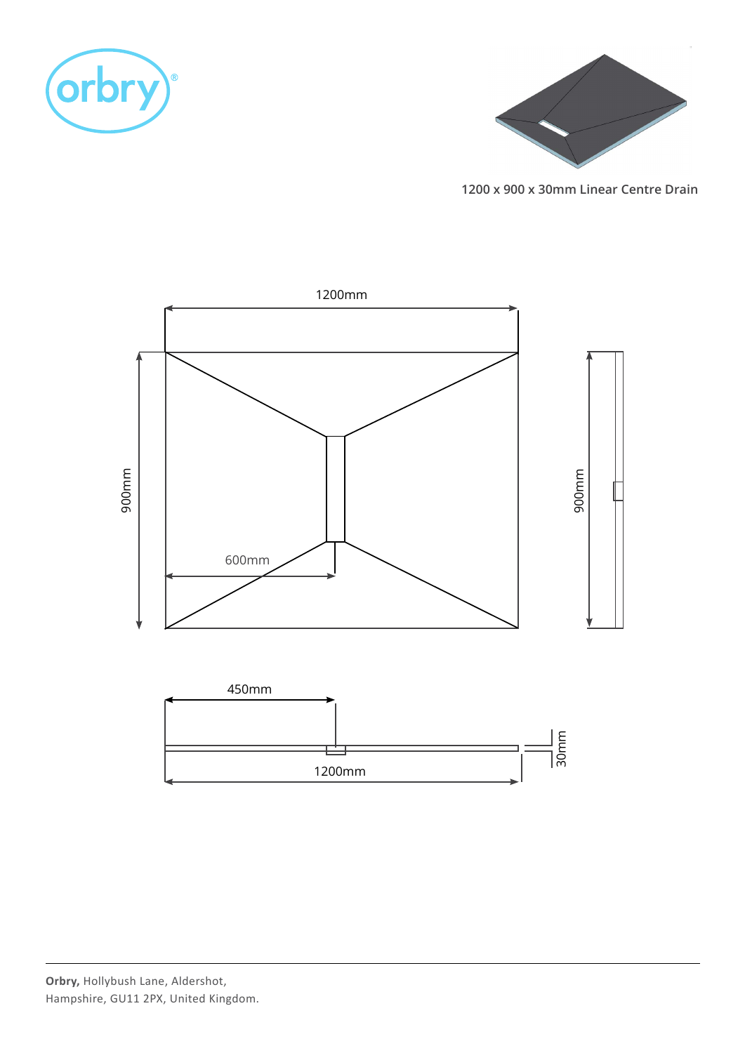orbry®

1200 x 900 x 30mm Linear Centre Drain

1200mm

900mm

900mm

600mm

450mm

30mm

1200mm

**Orbry,** Hollybush Lane, Aldershot,
Hampshire, GU11 2PX, United Kingdom.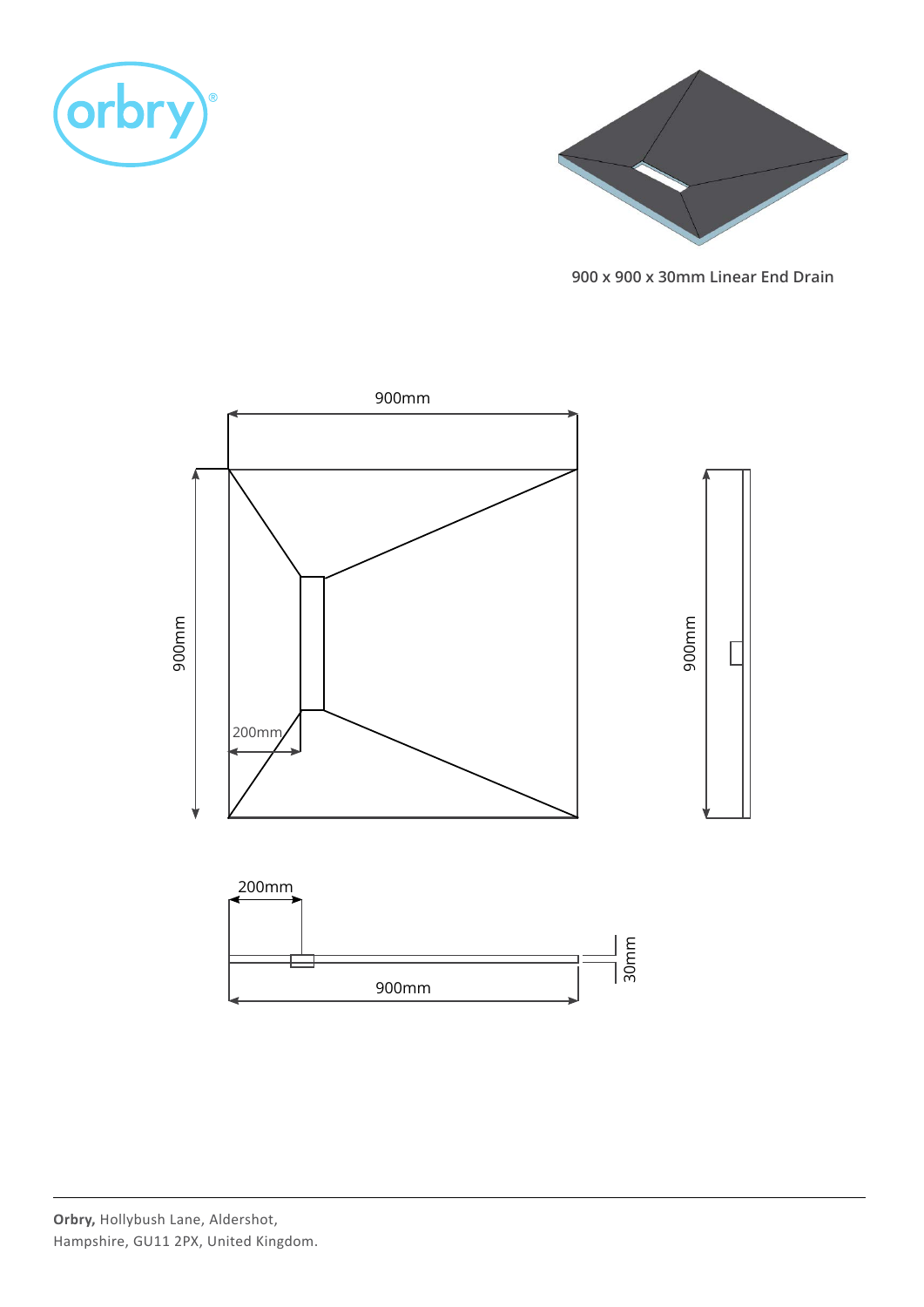orbry®

900 x 900 x 30mm Linear End Drain

900mm

900mm

200mm

900mm

200mm

900mm

30mm

**Orbry,** Hollybush Lane, Aldershot,
Hampshire, GU11 2PX, United Kingdom.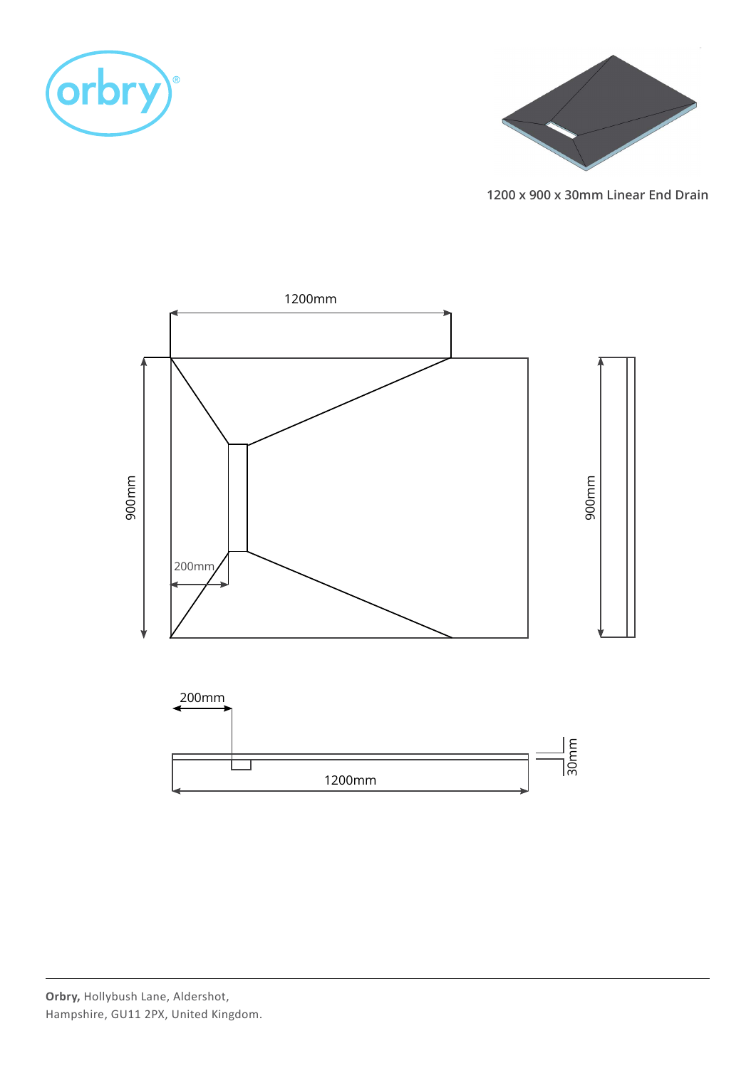1200 x 900 x 30mm Linear End Drain

1200mm

900mm

200mm

900mm

200mm

1200mm

30mm

**Orbry,** Hollybush Lane, Aldershot,
Hampshire, GU11 2PX, United Kingdom.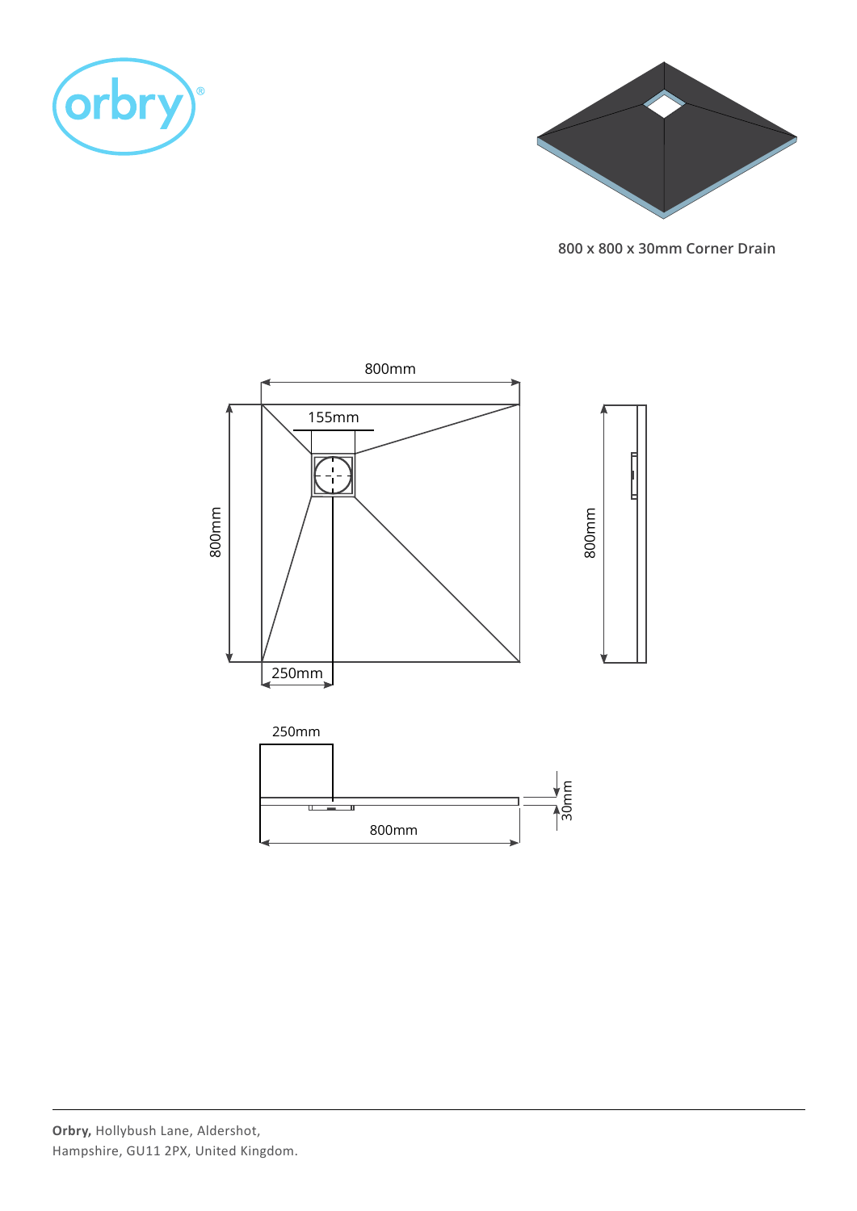800 x 800 x 30mm Corner Drain

800mm

155mm

800mm

800mm

250mm

250mm

30mm

800mm

**Orbry,** Hollybush Lane, Aldershot,
Hampshire, GU11 2PX, United Kingdom.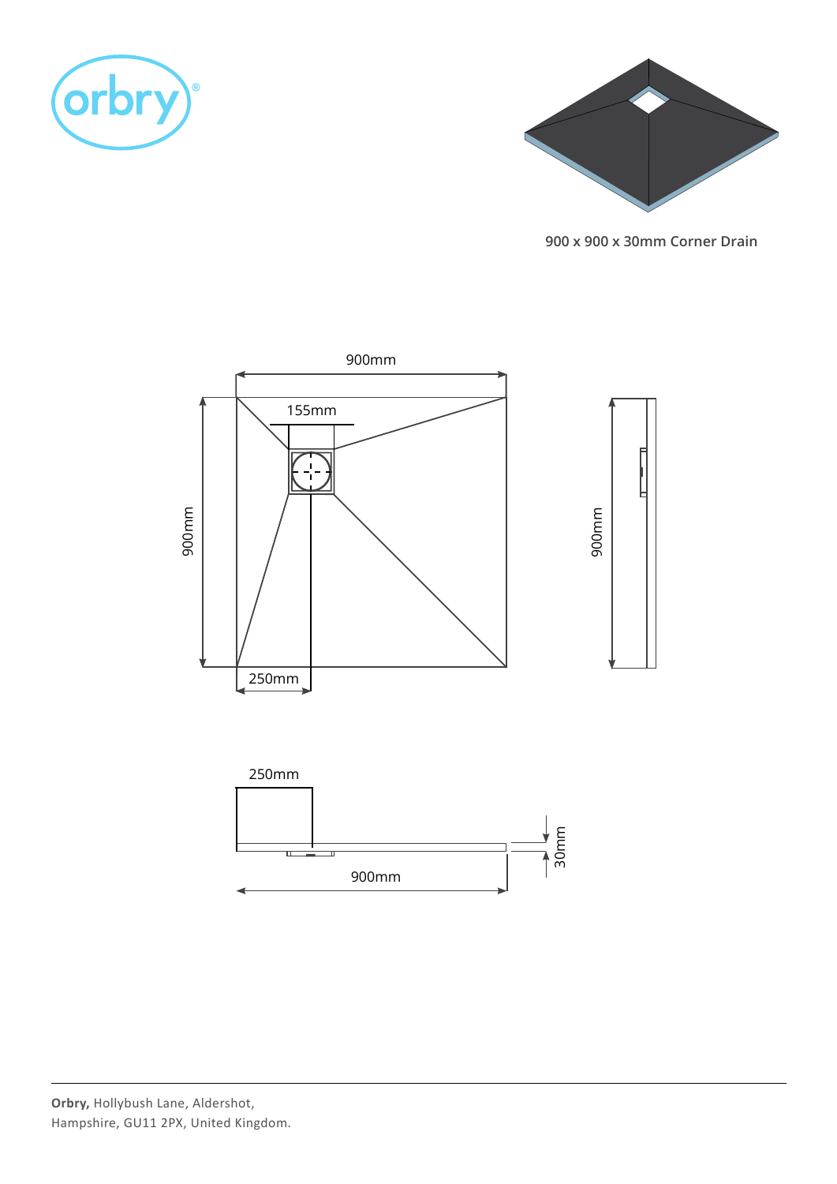orbry®

900 x 900 x 30mm Corner Drain

900mm

155mm

900mm

900mm

250mm

250mm

30mm

900mm

**Orbry,** Hollybush Lane, Aldershot,
Hampshire, GU11 2PX, United Kingdom.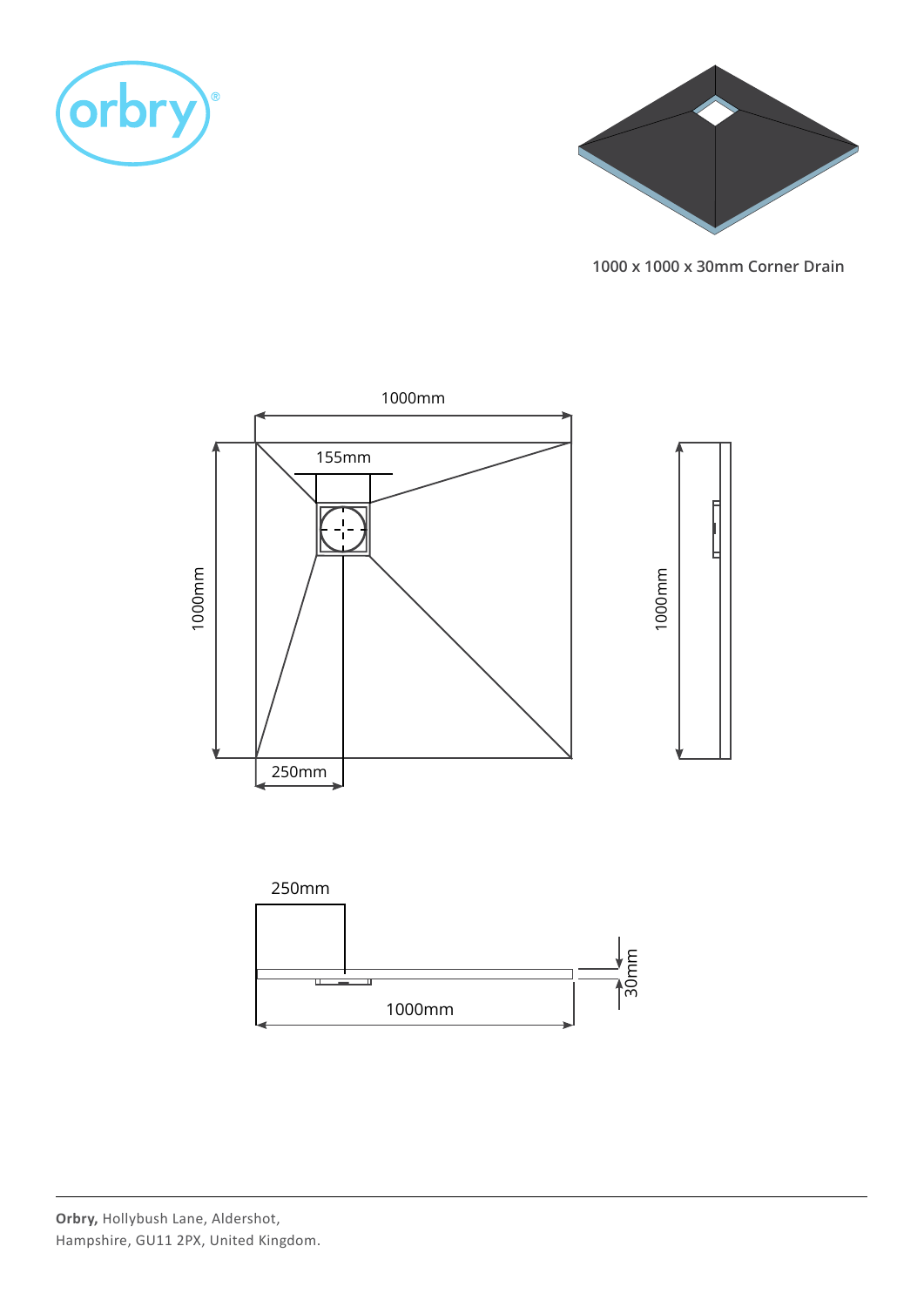1000 x 1000 x 30mm Corner Drain

1000mm

155mm

1000mm

1000mm

250mm

250mm

30mm

1000mm

**Orby,** Hollybush Lane, Aldershot,
Hampshire, GU11 2PX, United Kingdom.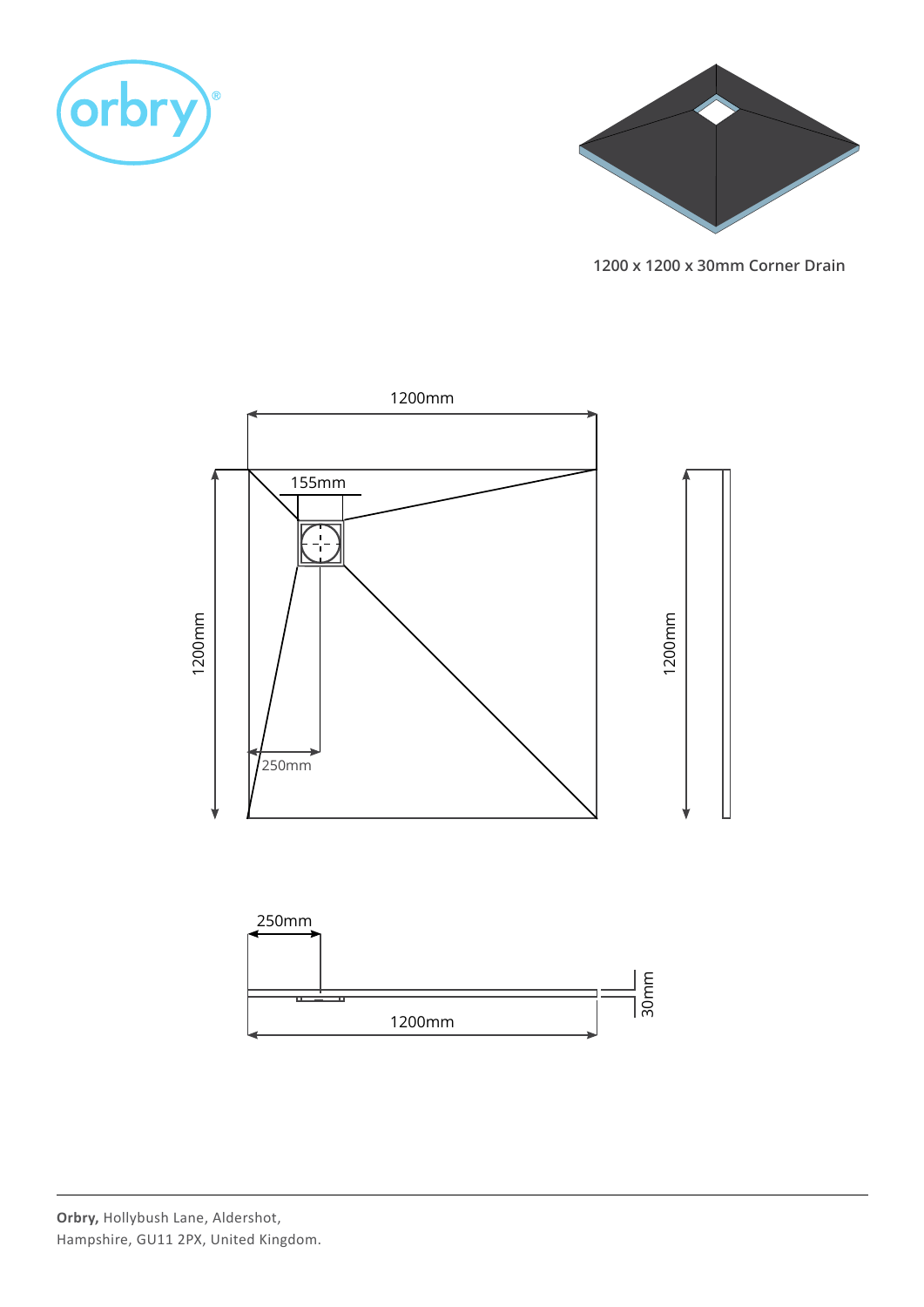orbry®

1200 x 1200 x 30mm Corner Drain

1200mm

155mm

1200mm

1200mm

250mm

250mm

30mm

1200mm

**Orbry,** Hollybush Lane, Aldershot,
Hampshire, GU11 2PX, United Kingdom.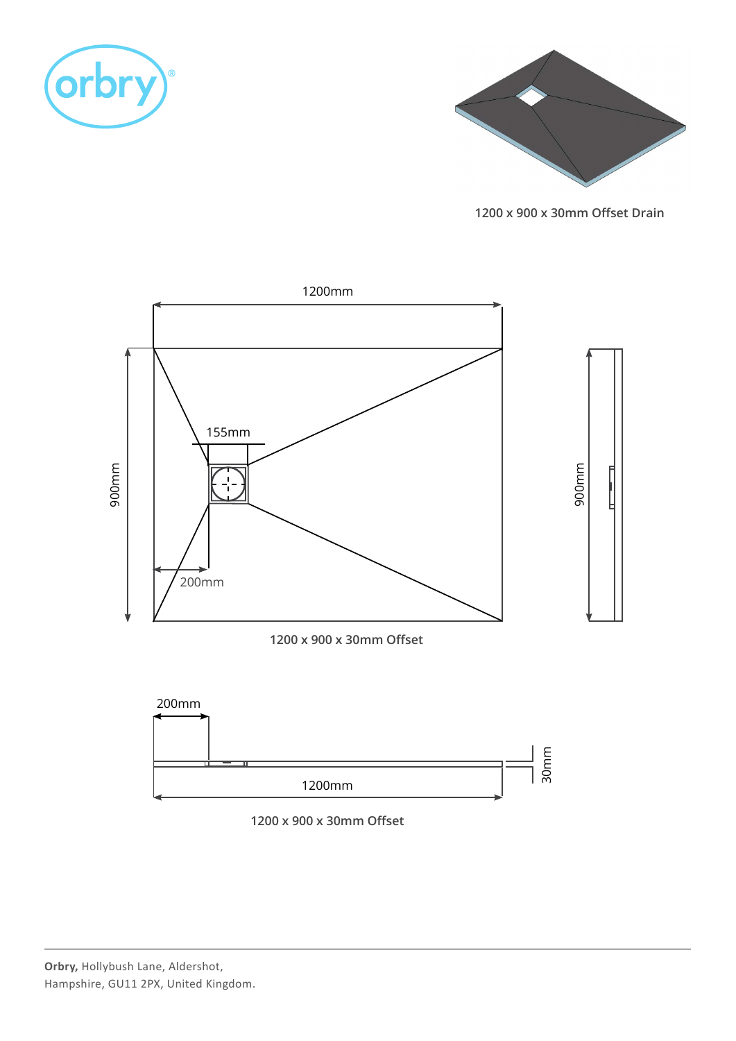orbry®

1200 x 900 x 30mm Offset Drain

1200mm

900mm

155mm

200mm

900mm

1200 x 900 x 30mm Offset

200mm

30mm

1200mm

1200 x 900 x 30mm Offset

**Orbry,** Hollybush Lane, Aldershot,
Hampshire, GU11 2PX, United Kingdom.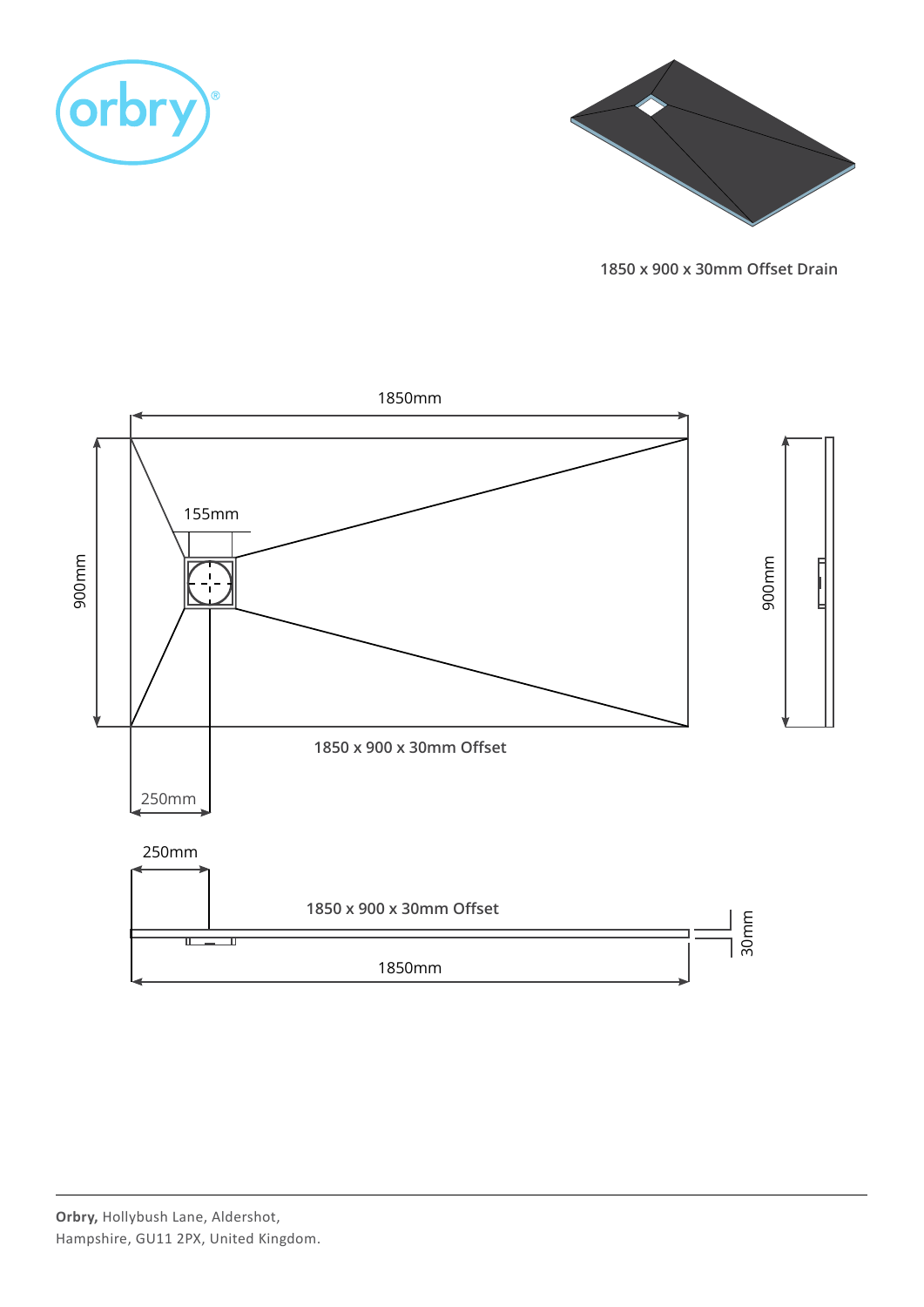orbry®

1850 x 900 x 30mm Offset Drain

1850mm

155mm

900mm

900mm

1850 x 900 x 30mm Offset

250mm

250mm

1850 x 900 x 30mm Offset

30mm

1850mm

**Orbry,** Hollybush Lane, Aldershot,
Hampshire, GU11 2PX, United Kingdom.